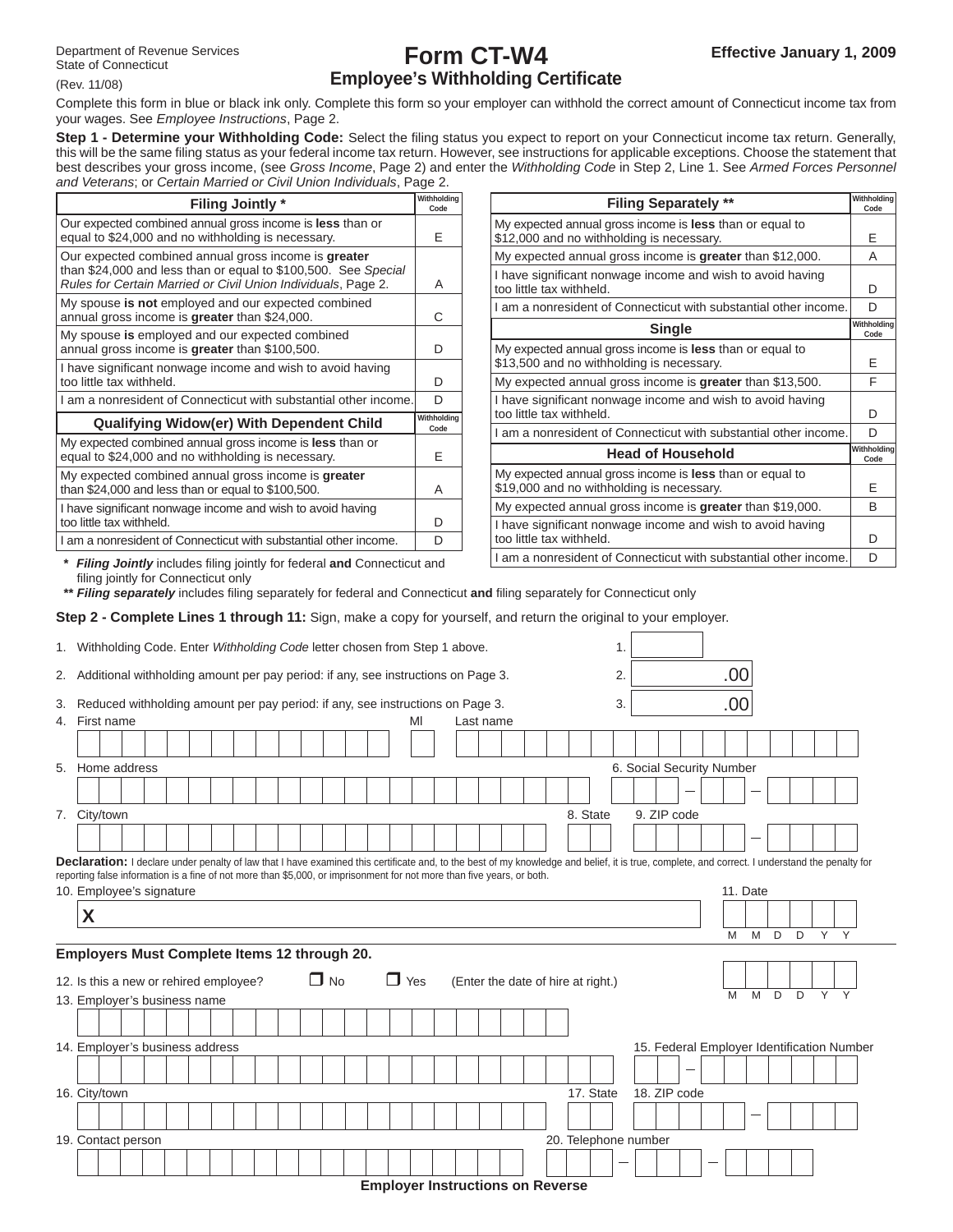Department of Revenue Services
State of Connecticut
(Rev. 11/08)

# Form CT-W4

## Employee's Withholding Certificate

**Effective January 1, 2009**

Complete this form in blue or black ink only. Complete this form so your employer can withhold the correct amount of Connecticut income tax from your wages. See *Employee Instructions*, Page 2.

**Step 1 - Determine your Withholding Code:** Select the filing status you expect to report on your Connecticut income tax return. Generally, this will be the same filing status as your federal income tax return. However, see instructions for applicable exceptions. Choose the statement that best describes your gross income, (see *Gross Income*, Page 2) and enter the *Withholding Code* in Step 2, Line 1. See *Armed Forces Personnel and Veterans*; or *Certain Married or Civil Union Individuals*, Page 2.

| Filing Jointly * | Withholding Code |
|---|---|
| Our expected combined annual gross income is **less** than or equal to $24,000 and no withholding is necessary. | E |
| Our expected combined annual gross income is **greater** than $24,000 and less than or equal to $100,500. See *Special Rules for Certain Married or Civil Union Individuals*, Page 2. | A |
| My spouse **is not** employed and our expected combined annual gross income is **greater** than $24,000. | C |
| My spouse **is** employed and our expected combined annual gross income is **greater** than $100,500. | D |
| I have significant nonwage income and wish to avoid having too little tax withheld. | D |
| I am a nonresident of Connecticut with substantial other income. | D |

| Qualifying Widow(er) With Dependent Child | Withholding Code |
|---|---|
| My expected combined annual gross income is **less** than or equal to $24,000 and no withholding is necessary. | E |
| My expected combined annual gross income is **greater** than $24,000 and less than or equal to $100,500. | A |
| I have significant nonwage income and wish to avoid having too little tax withheld. | D |
| I am a nonresident of Connecticut with substantial other income. | D |

| Filing Separately ** | Withholding Code |
|---|---|
| My expected annual gross income is **less** than or equal to $12,000 and no withholding is necessary. | E |
| My expected annual gross income is **greater** than $12,000. | A |
| I have significant nonwage income and wish to avoid having too little tax withheld. | D |
| I am a nonresident of Connecticut with substantial other income. | D |

| Single | Withholding Code |
|---|---|
| My expected annual gross income is **less** than or equal to $13,500 and no withholding is necessary. | E |
| My expected annual gross income is **greater** than $13,500. | F |
| I have significant nonwage income and wish to avoid having too little tax withheld. | D |
| I am a nonresident of Connecticut with substantial other income. | D |

| Head of Household | Withholding Code |
|---|---|
| My expected annual gross income is **less** than or equal to $19,000 and no withholding is necessary. | E |
| My expected annual gross income is **greater** than $19,000. | B |
| I have significant nonwage income and wish to avoid having too little tax withheld. | D |
| I am a nonresident of Connecticut with substantial other income. | D |

\* ***Filing Jointly*** includes filing jointly for federal **and** Connecticut and filing jointly for Connecticut only

\*\* ***Filing separately*** includes filing separately for federal and Connecticut **and** filing separately for Connecticut only

**Step 2 - Complete Lines 1 through 11:** Sign, make a copy for yourself, and return the original to your employer.

1. Withholding Code. Enter *Withholding Code* letter chosen from Step 1 above. 1. ______
2. Additional withholding amount per pay period: if any, see instructions on Page 3. 2. ______ .00
3. Reduced withholding amount per pay period: if any, see instructions on Page 3. 3. ______ .00
4. First name MI Last name
5. Home address 6. Social Security Number
7. City/town 8. State 9. ZIP code

**Declaration:** I declare under penalty of law that I have examined this certificate and, to the best of my knowledge and belief, it is true, complete, and correct. I understand the penalty for reporting false information is a fine of not more than $5,000, or imprisonment for not more than five years, or both.

10. Employee's signature **X** 11. Date (M M D D Y Y)

**Employers Must Complete Items 12 through 20.**

12. Is this a new or rehired employee? ❒ No ❒ Yes (Enter the date of hire at right.) (M M D D Y Y)
13. Employer's business name
14. Employer's business address 15. Federal Employer Identification Number
16. City/town 17. State 18. ZIP code
19. Contact person 20. Telephone number

**Employer Instructions on Reverse**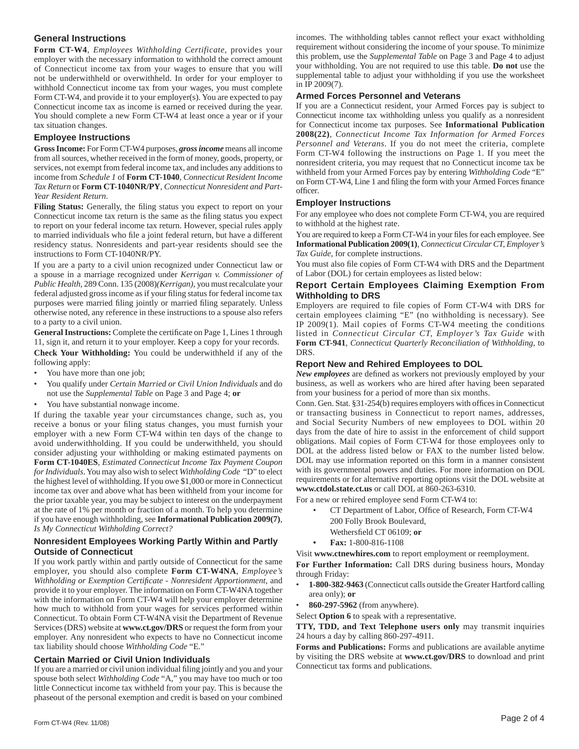## General Instructions

**Form CT-W4**, *Employees Withholding Certificate*, provides your employer with the necessary information to withhold the correct amount of Connecticut income tax from your wages to ensure that you will not be underwithheld or overwithheld. In order for your employer to withhold Connecticut income tax from your wages, you must complete Form CT-W4, and provide it to your employer(s). You are expected to pay Connecticut income tax as income is earned or received during the year. You should complete a new Form CT-W4 at least once a year or if your tax situation changes.

## Employee Instructions

**Gross Income:** For Form CT-W4 purposes, ***gross income*** means all income from all sources, whether received in the form of money, goods, property, or services, not exempt from federal income tax, and includes any additions to income from *Schedule 1* of **Form CT-1040**, *Connecticut Resident Income Tax Return* or **Form CT-1040NR/PY**, *Connecticut Nonresident and Part-Year Resident Return*.

**Filing Status:** Generally, the filing status you expect to report on your Connecticut income tax return is the same as the filing status you expect to report on your federal income tax return. However, special rules apply to married individuals who file a joint federal return, but have a different residency status. Nonresidents and part-year residents should see the instructions to Form CT-1040NR/PY.

If you are a party to a civil union recognized under Connecticut law or a spouse in a marriage recognized under *Kerrigan v. Commissioner of Public Health*, 289 Conn. 135 (2008)*(Kerrigan)*, you must recalculate your federal adjusted gross income as if your filing status for federal income tax purposes were married filing jointly or married filing separately. Unless otherwise noted, any reference in these instructions to a spouse also refers to a party to a civil union.

**General Instructions:** Complete the certificate on Page 1, Lines 1 through 11, sign it, and return it to your employer. Keep a copy for your records.

**Check Your Withholding:** You could be underwithheld if any of the following apply:

- You have more than one job;
- You qualify under *Certain Married or Civil Union Individuals* and do not use the *Supplemental Table* on Page 3 and Page 4; **or**
- You have substantial nonwage income.

If during the taxable year your circumstances change, such as, you receive a bonus or your filing status changes, you must furnish your employer with a new Form CT-W4 within ten days of the change to avoid underwithholding. If you could be underwithheld, you should consider adjusting your withholding or making estimated payments on **Form CT-1040ES**, *Estimated Connecticut Income Tax Payment Coupon for Individuals*. You may also wish to select *Withholding Code* "D" to elect the highest level of withholding. If you owe $1,000 or more in Connecticut income tax over and above what has been withheld from your income for the prior taxable year, you may be subject to interest on the underpayment at the rate of 1% per month or fraction of a month. To help you determine if you have enough withholding, see **Informational Publication 2009(7)**, *Is My Connecticut Withholding Correct?*

## Nonresident Employees Working Partly Within and Partly Outside of Connecticut

If you work partly within and partly outside of Connecticut for the same employer, you should also complete **Form CT-W4NA**, *Employee's Withholding or Exemption Certificate - Nonresident Apportionment*, and provide it to your employer. The information on Form CT-W4NA together with the information on Form CT-W4 will help your employer determine how much to withhold from your wages for services performed within Connecticut. To obtain Form CT-W4NA visit the Department of Revenue Services (DRS) website at **www.ct.gov/DRS** or request the form from your employer. Any nonresident who expects to have no Connecticut income tax liability should choose *Withholding Code* "E."

## Certain Married or Civil Union Individuals

If you are a married or civil union individual filing jointly and you and your spouse both select *Withholding Code* "A," you may have too much or too little Connecticut income tax withheld from your pay. This is because the phaseout of the personal exemption and credit is based on your combined incomes. The withholding tables cannot reflect your exact withholding requirement without considering the income of your spouse. To minimize this problem, use the *Supplemental Table* on Page 3 and Page 4 to adjust your withholding. You are not required to use this table. **Do not** use the supplemental table to adjust your withholding if you use the worksheet in IP 2009(7).

## Armed Forces Personnel and Veterans

If you are a Connecticut resident, your Armed Forces pay is subject to Connecticut income tax withholding unless you qualify as a nonresident for Connecticut income tax purposes. See **Informational Publication 2008(22)**, *Connecticut Income Tax Information for Armed Forces Personnel and Veterans*. If you do not meet the criteria, complete Form CT-W4 following the instructions on Page 1. If you meet the nonresident criteria, you may request that no Connecticut income tax be withheld from your Armed Forces pay by entering *Withholding Code* "E" on Form CT-W4, Line 1 and filing the form with your Armed Forces finance officer.

## Employer Instructions

For any employee who does not complete Form CT-W4, you are required to withhold at the highest rate.

You are required to keep a Form CT-W4 in your files for each employee. See **Informational Publication 2009(1)**, *Connecticut Circular CT, Employer's Tax Guide*, for complete instructions.

You must also file copies of Form CT-W4 with DRS and the Department of Labor (DOL) for certain employees as listed below:

### Report Certain Employees Claiming Exemption From Withholding to DRS

Employers are required to file copies of Form CT-W4 with DRS for certain employees claiming "E" (no withholding is necessary). See IP 2009(1). Mail copies of Forms CT-W4 meeting the conditions listed in *Connecticut Circular CT, Employer's Tax Guide* with **Form CT-941**, *Connecticut Quarterly Reconciliation of Withholding*, to DRS.

### Report New and Rehired Employees to DOL

***New employees*** are defined as workers not previously employed by your business, as well as workers who are hired after having been separated from your business for a period of more than six months.

Conn. Gen. Stat. §31-254(b) requires employers with offices in Connecticut or transacting business in Connecticut to report names, addresses, and Social Security Numbers of new employees to DOL within 20 days from the date of hire to assist in the enforcement of child support obligations. Mail copies of Form CT-W4 for those employees only to DOL at the address listed below or FAX to the number listed below. DOL may use information reported on this form in a manner consistent with its governmental powers and duties. For more information on DOL requirements or for alternative reporting options visit the DOL website at **www.ctdol.state.ct.us** or call DOL at 860-263-6310.

For a new or rehired employee send Form CT-W4 to:

- CT Department of Labor, Office of Research, Form CT-W4
  200 Folly Brook Boulevard,
  Wethersfield CT 06109; **or**
- **Fax:** 1-800-816-1108

Visit **www.ctnewhires.com** to report employment or reemployment.

**For Further Information:** Call DRS during business hours, Monday through Friday:

- **1-800-382-9463** (Connecticut calls outside the Greater Hartford calling area only); **or**
- **860-297-5962** (from anywhere).

Select **Option 6** to speak with a representative.

**TTY, TDD, and Text Telephone users only** may transmit inquiries 24 hours a day by calling 860-297-4911.

**Forms and Publications:** Forms and publications are available anytime by visiting the DRS website at **www.ct.gov/DRS** to download and print Connecticut tax forms and publications.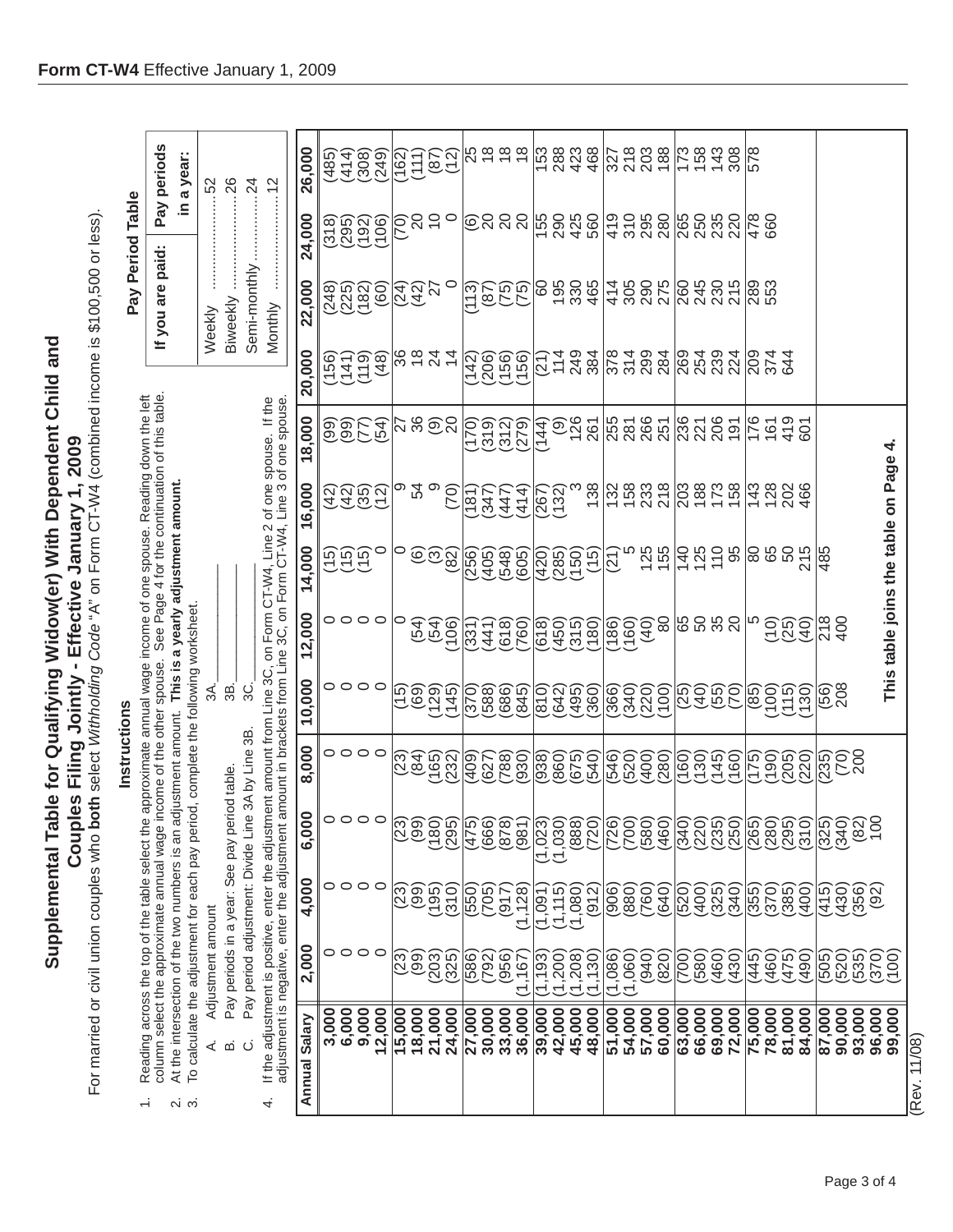# Form CT-W4 Effective January 1, 2009

## Supplemental Table for Qualifying Widow(er) With Dependent Child and Couples Filing Jointly - Effective January 1, 2009

For married or civil union couples who **both** select *Withholding Code* "A" on Form CT-W4 (combined income is $100,500 or less).

### Instructions

1. Reading across the top of the table select the approximate annual wage income of one spouse. Reading down the left column select the approximate annual wage income of the other spouse. See Page 4 for the continuation of this table.
2. At the intersection of the two numbers is an adjustment amount. **This is a yearly adjustment amount.**
3. To calculate the adjustment for each pay period, complete the following worksheet.
   - A. Adjustment amount 3A.________
   - B. Pay periods in a year: See pay period table. 3B.________
   - C. Pay period adjustment: Divide Line 3A by Line 3B. 3C.________
4. If the adjustment is positive, enter the adjustment amount from Line 3C, on Form CT-W4, Line 2 of one spouse. If the adjustment is negative, enter the adjustment amount in brackets from Line 3C, on Form CT-W4, Line 3 of one spouse.

### Pay Period Table

| If you are paid: | Pay periods in a year: |
|---|---|
| Weekly | 52 |
| Biweekly | 26 |
| Semi-monthly | 24 |
| Monthly | 12 |

| Annual Salary | 2,000 | 4,000 | 6,000 | 8,000 | 10,000 | 12,000 | 14,000 | 16,000 | 18,000 | 20,000 | 22,000 | 24,000 | 26,000 |
|---|---|---|---|---|---|---|---|---|---|---|---|---|---|
| 3,000 | 0 | 0 | 0 | 0 | 0 | 0 | (15) | (42) | (99) | (156) | (248) | (318) | (485) |
| 6,000 | 0 | 0 | 0 | 0 | 0 | 0 | (15) | (42) | (99) | (141) | (225) | (295) | (414) |
| 9,000 | 0 | 0 | 0 | 0 | 0 | 0 | (15) | (35) | (77) | (119) | (182) | (192) | (308) |
| 12,000 | 0 | 0 | 0 | 0 | 0 | 0 | 0 | (12) | (54) | (48) | (60) | (106) | (249) |
| 15,000 | (23) | (23) | (23) | (23) | (15) | 0 | 0 | 9 | 27 | 36 | (24) | (70) | (162) |
| 18,000 | (99) | (99) | (99) | (84) | (69) | (54) | (6) | 54 | 36 | 18 | (42) | 20 | (111) |
| 21,000 | (203) | (195) | (180) | (165) | (129) | (54) | (3) | 9 | (9) | 24 | 27 | 10 | (87) |
| 24,000 | (325) | (310) | (295) | (232) | (145) | (106) | (82) | (70) | 20 | 14 | 0 | 0 | (12) |
| 27,000 | (586) | (550) | (475) | (409) | (370) | (331) | (256) | (181) | (170) | (142) | (113) | (6) | 25 |
| 30,000 | (792) | (705) | (666) | (627) | (588) | (441) | (405) | (347) | (319) | (206) | (87) | 20 | 18 |
| 33,000 | (956) | (917) | (878) | (788) | (686) | (618) | (548) | (447) | (312) | (156) | (75) | 20 | 18 |
| 36,000 | (1,167) | (1,128) | (981) | (930) | (845) | (760) | (605) | (414) | (279) | (156) | (75) | 20 | 18 |
| 39,000 | (1,193) | (1,091) | (1,023) | (938) | (810) | (618) | (420) | (267) | (144) | (21) | 60 | 155 | 153 |
| 42,000 | (1,200) | (1,115) | (1,030) | (860) | (642) | (450) | (285) | (132) | (9) | 114 | 195 | 290 | 288 |
| 45,000 | (1,208) | (1,080) | (888) | (675) | (495) | (315) | (150) | 3 | 126 | 249 | 330 | 425 | 423 |
| 48,000 | (1,130) | (912) | (720) | (540) | (360) | (180) | (15) | 138 | 261 | 384 | 465 | 560 | 468 |
| 51,000 | (1,086) | (906) | (726) | (546) | (366) | (186) | (21) | 132 | 255 | 378 | 414 | 419 | 327 |
| 54,000 | (1,060) | (880) | (700) | (520) | (340) | (160) | 5 | 158 | 281 | 314 | 305 | 310 | 218 |
| 57,000 | (940) | (760) | (580) | (400) | (220) | (40) | 125 | 233 | 266 | 299 | 290 | 295 | 203 |
| 60,000 | (820) | (640) | (460) | (280) | (100) | 80 | 155 | 218 | 251 | 284 | 275 | 280 | 188 |
| 63,000 | (700) | (520) | (340) | (160) | (25) | 65 | 140 | 203 | 236 | 269 | 260 | 265 | 173 |
| 66,000 | (580) | (400) | (220) | (130) | (40) | 50 | 125 | 188 | 221 | 254 | 245 | 250 | 158 |
| 69,000 | (460) | (325) | (235) | (145) | (55) | 35 | 110 | 173 | 206 | 239 | 230 | 235 | 143 |
| 72,000 | (430) | (340) | (250) | (160) | (70) | 20 | 95 | 158 | 191 | 224 | 215 | 220 | 308 |
| 75,000 | (445) | (355) | (265) | (175) | (85) | 5 | 80 | 143 | 176 | 209 | 289 | 478 | 578 |
| 78,000 | (460) | (370) | (280) | (190) | (100) | (10) | 65 | 128 | 161 | 374 | 553 | 660 | |
| 81,000 | (475) | (385) | (295) | (205) | (115) | (25) | 50 | 202 | 419 | 644 | | | |
| 84,000 | (490) | (400) | (310) | (220) | (130) | (40) | 215 | 466 | 601 | | | | |
| 87,000 | (505) | (415) | (325) | (235) | (56) | 218 | 485 | | | | | | |
| 90,000 | (520) | (430) | (340) | (70) | 208 | 400 | | | | | | | |
| 93,000 | (535) | (356) | (82) | 200 | | | | | | | | | |
| 96,000 | (370) | (92) | 100 | | | | | | | | | | |
| 99,000 | (100) | | | | | | | | | | | | |

**This table joins the table on Page 4.**

(Rev. 11/08)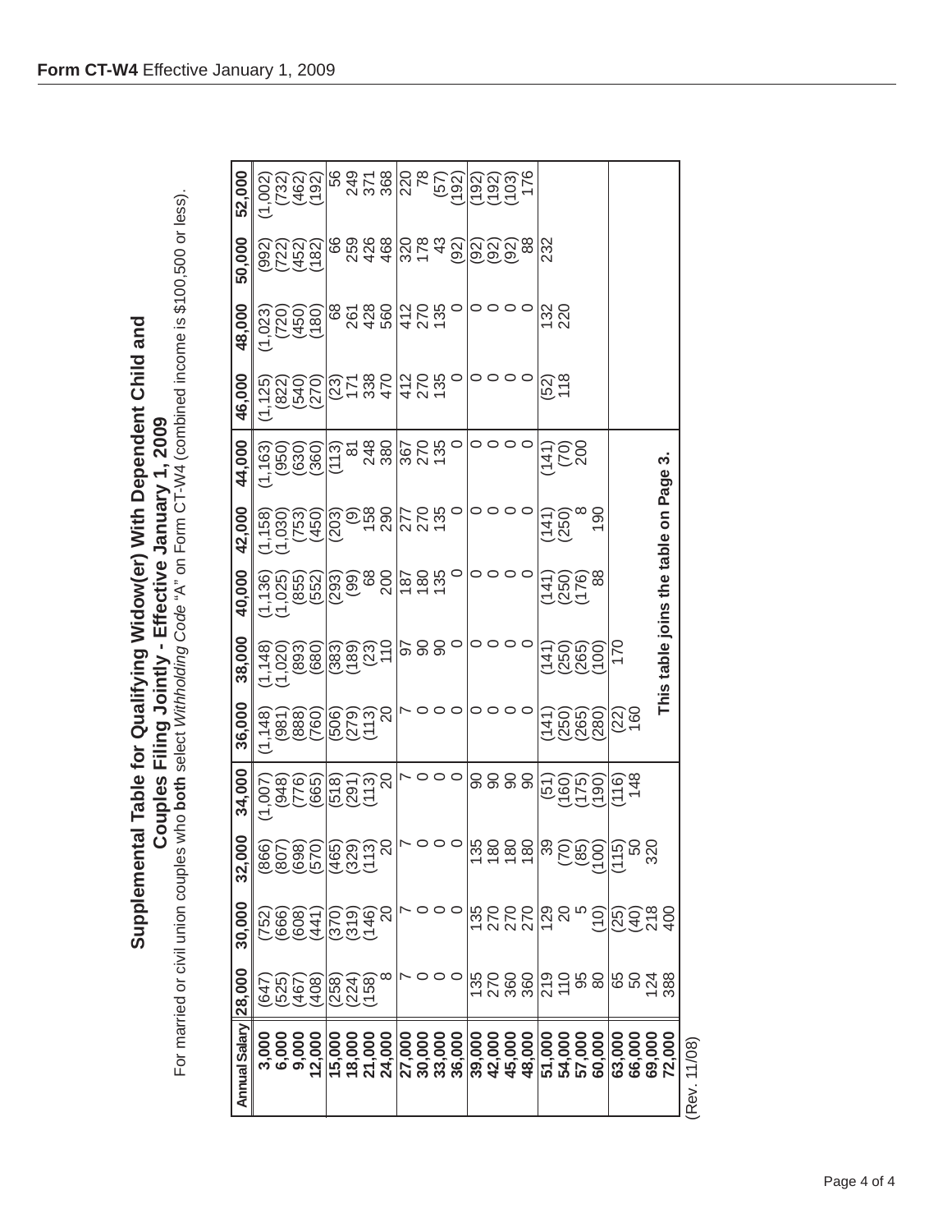## Supplemental Table for Qualifying Widow(er) With Dependent Child and Couples Filing Jointly - Effective January 1, 2009

For married or civil union couples who **both** select *Withholding Code* "A" on Form CT-W4 (combined income is $100,500 or less).

| Annual Salary | 28,000 | 30,000 | 32,000 | 34,000 | 36,000 | 38,000 | 40,000 | 42,000 | 44,000 | 46,000 | 48,000 | 50,000 | 52,000 |
|---|---|---|---|---|---|---|---|---|---|---|---|---|---|
| **3,000** | (647) | (752) | (866) | (1,007) | (1,148) | (1,148) | (1,136) | (1,158) | (1,163) | (1,125) | (1,023) | (992) | (1,002) |
| **6,000** | (525) | (666) | (807) | (948) | (981) | (1,020) | (1,025) | (1,030) | (950) | (822) | (720) | (722) | (732) |
| **9,000** | (467) | (608) | (698) | (776) | (888) | (893) | (855) | (753) | (630) | (540) | (450) | (452) | (462) |
| **12,000** | (408) | (441) | (570) | (665) | (760) | (680) | (552) | (450) | (360) | (270) | (180) | (182) | (192) |
| **15,000** | (258) | (370) | (465) | (518) | (506) | (383) | (293) | (203) | (113) | (23) | 68 | 66 | 56 |
| **18,000** | (224) | (319) | (329) | (291) | (279) | (189) | (99) | (9) | 81 | 171 | 261 | 259 | 249 |
| **21,000** | (158) | (146) | (113) | (113) | (113) | (23) | 68 | 158 | 248 | 338 | 428 | 426 | 371 |
| **24,000** | 8 | 20 | 20 | 20 | 20 | 110 | 200 | 290 | 380 | 470 | 560 | 468 | 368 |
| **27,000** | 7 | 7 | 7 | 7 | 7 | 97 | 187 | 277 | 367 | 412 | 412 | 320 | 220 |
| **30,000** | 0 | 0 | 0 | 0 | 0 | 90 | 180 | 270 | 270 | 270 | 270 | 178 | 78 |
| **33,000** | 0 | 0 | 0 | 0 | 0 | 90 | 135 | 135 | 135 | 135 | 135 | 43 | (57) |
| **36,000** | 0 | 0 | 0 | 0 | 0 | 0 | 0 | 0 | 0 | 0 | 0 | (92) | (192) |
| **39,000** | 135 | 135 | 135 | 90 | 0 | 0 | 0 | 0 | 0 | 0 | 0 | (92) | (192) |
| **42,000** | 270 | 270 | 180 | 90 | 0 | 0 | 0 | 0 | 0 | 0 | 0 | (92) | (192) |
| **45,000** | 360 | 270 | 180 | 90 | 0 | 0 | 0 | 0 | 0 | 0 | 0 | (92) | (103) |
| **48,000** | 360 | 270 | 180 | 90 | 0 | 0 | 0 | 0 | 0 | 0 | 0 | 88 | 176 |
| **51,000** | 219 | 129 | 39 | (51) | (141) | (141) | (141) | (141) | (141) | (52) | 132 | 232 | |
| **54,000** | 110 | 20 | (70) | (160) | (250) | (250) | (250) | (250) | (70) | 118 | 220 | | |
| **57,000** | 95 | 5 | (85) | (175) | (265) | (265) | (176) | 8 | 200 | | | | |
| **60,000** | 80 | (10) | (100) | (190) | (280) | (100) | 88 | 190 | | | | | |
| **63,000** | 65 | (25) | (115) | (116) | (22) | 170 | | | | | | | |
| **66,000** | 50 | (40) | 50 | 148 | 160 | | | | | | | | |
| **69,000** | 124 | 218 | 320 | | | | | | | | | | |
| **72,000** | 388 | 400 | | | | | | | | | | | |

**This table joins the table on Page 3.**

(Rev. 11/08)